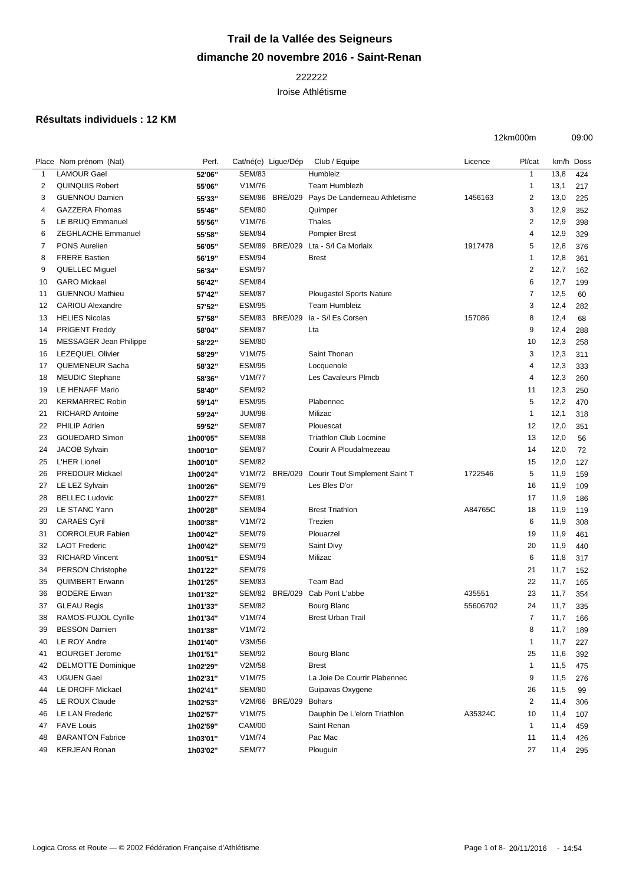# Trail de la Vallée des Seigneurs

## dimanche 20 novembre 2016 - Saint-Renan

222222

Iroise Athlétisme

### Résultats individuels : 12 KM

12km000m 09:00

| Place | Nom prénom (Nat) | Perf. | Cat/né(e) | Ligue/Dép | Club / Equipe | Licence | Pl/cat | km/h | Doss |
|---|---|---|---|---|---|---|---|---|---|
| 1 | LAMOUR Gael | 52'06'' | SEM/83 | | Humbleiz | | 1 | 13,8 | 424 |
| 2 | QUINQUIS Robert | 55'06'' | V1M/76 | | Team Humblezh | | 1 | 13,1 | 217 |
| 3 | GUENNOU Damien | 55'33'' | SEM/86 | BRE/029 | Pays De Landerneau Athletisme | 1456163 | 2 | 13,0 | 225 |
| 4 | GAZZERA Fhomas | 55'46'' | SEM/80 | | Quimper | | 3 | 12,9 | 352 |
| 5 | LE BRUQ Emmanuel | 55'56'' | V1M/76 | | Thales | | 2 | 12,9 | 398 |
| 6 | ZEGHLACHE Emmanuel | 55'58'' | SEM/84 | | Pompier Brest | | 4 | 12,9 | 329 |
| 7 | PONS Aurelien | 56'05'' | SEM/89 | BRE/029 | Lta - S/l Ca Morlaix | 1917478 | 5 | 12,8 | 376 |
| 8 | FRERE Bastien | 56'19'' | ESM/94 | | Brest | | 1 | 12,8 | 361 |
| 9 | QUELLEC Miguel | 56'34'' | ESM/97 | | | | 2 | 12,7 | 162 |
| 10 | GARO Mickael | 56'42'' | SEM/84 | | | | 6 | 12,7 | 199 |
| 11 | GUENNOU Mathieu | 57'42'' | SEM/87 | | Plougastel Sports Nature | | 7 | 12,5 | 60 |
| 12 | CARIOU Alexandre | 57'52'' | ESM/95 | | Team Humbleiz | | 3 | 12,4 | 282 |
| 13 | HELIES Nicolas | 57'58'' | SEM/83 | BRE/029 | la - S/l Es Corsen | 157086 | 8 | 12,4 | 68 |
| 14 | PRIGENT Freddy | 58'04'' | SEM/87 | | Lta | | 9 | 12,4 | 288 |
| 15 | MESSAGER Jean Philippe | 58'22'' | SEM/80 | | | | 10 | 12,3 | 258 |
| 16 | LEZEQUEL Olivier | 58'29'' | V1M/75 | | Saint Thonan | | 3 | 12,3 | 311 |
| 17 | QUEMENEUR Sacha | 58'32'' | ESM/95 | | Locquenole | | 4 | 12,3 | 333 |
| 18 | MEUDIC Stephane | 58'36'' | V1M/77 | | Les Cavaleurs Plmcb | | 4 | 12,3 | 260 |
| 19 | LE HENAFF Mario | 58'40'' | SEM/92 | | | | 11 | 12,3 | 250 |
| 20 | KERMARREC Robin | 59'14'' | ESM/95 | | Plabennec | | 5 | 12,2 | 470 |
| 21 | RICHARD Antoine | 59'24'' | JUM/98 | | Milizac | | 1 | 12,1 | 318 |
| 22 | PHILIP Adrien | 59'52'' | SEM/87 | | Plouescat | | 12 | 12,0 | 351 |
| 23 | GOUEDARD Simon | 1h00'05'' | SEM/88 | | Triathlon Club Locmine | | 13 | 12,0 | 56 |
| 24 | JACOB Sylvain | 1h00'10'' | SEM/87 | | Courir A Ploudalmezeau | | 14 | 12,0 | 72 |
| 25 | L'HER Lionel | 1h00'10'' | SEM/82 | | | | 15 | 12,0 | 127 |
| 26 | PREDOUR Mickael | 1h00'24'' | V1M/72 | BRE/029 | Courir Tout Simplement Saint T | 1722546 | 5 | 11,9 | 159 |
| 27 | LE LEZ Sylvain | 1h00'26'' | SEM/79 | | Les Bles D'or | | 16 | 11,9 | 109 |
| 28 | BELLEC Ludovic | 1h00'27'' | SEM/81 | | | | 17 | 11,9 | 186 |
| 29 | LE STANC Yann | 1h00'28'' | SEM/84 | | Brest Triathlon | A84765C | 18 | 11,9 | 119 |
| 30 | CARAES Cyril | 1h00'38'' | V1M/72 | | Trezien | | 6 | 11,9 | 308 |
| 31 | CORROLEUR Fabien | 1h00'42'' | SEM/79 | | Plouarzel | | 19 | 11,9 | 461 |
| 32 | LAOT Frederic | 1h00'42'' | SEM/79 | | Saint Divy | | 20 | 11,9 | 440 |
| 33 | RICHARD Vincent | 1h00'51'' | ESM/94 | | Milizac | | 6 | 11,8 | 317 |
| 34 | PERSON Christophe | 1h01'22'' | SEM/79 | | | | 21 | 11,7 | 152 |
| 35 | QUIMBERT Erwann | 1h01'25'' | SEM/83 | | Team Bad | | 22 | 11,7 | 165 |
| 36 | BODERE Erwan | 1h01'32'' | SEM/82 | BRE/029 | Cab Pont L'abbe | 435551 | 23 | 11,7 | 354 |
| 37 | GLEAU Regis | 1h01'33'' | SEM/82 | | Bourg Blanc | 55606702 | 24 | 11,7 | 335 |
| 38 | RAMOS-PUJOL Cyrille | 1h01'34'' | V1M/74 | | Brest Urban Trail | | 7 | 11,7 | 166 |
| 39 | BESSON Damien | 1h01'38'' | V1M/72 | | | | 8 | 11,7 | 189 |
| 40 | LE ROY Andre | 1h01'40'' | V3M/56 | | | | 1 | 11,7 | 227 |
| 41 | BOURGET Jerome | 1h01'51'' | SEM/92 | | Bourg Blanc | | 25 | 11,6 | 392 |
| 42 | DELMOTTE Dominique | 1h02'29'' | V2M/58 | | Brest | | 1 | 11,5 | 475 |
| 43 | UGUEN Gael | 1h02'31'' | V1M/75 | | La Joie De Courrir Plabennec | | 9 | 11,5 | 276 |
| 44 | LE DROFF Mickael | 1h02'41'' | SEM/80 | | Guipavas Oxygene | | 26 | 11,5 | 99 |
| 45 | LE ROUX Claude | 1h02'53'' | V2M/66 | BRE/029 | Bohars | | 2 | 11,4 | 306 |
| 46 | LE LAN Frederic | 1h02'57'' | V1M/75 | | Dauphin De L'elorn Triathlon | A35324C | 10 | 11,4 | 107 |
| 47 | FAVE Louis | 1h02'59'' | CAM/00 | | Saint Renan | | 1 | 11,4 | 459 |
| 48 | BARANTON Fabrice | 1h03'01'' | V1M/74 | | Pac Mac | | 11 | 11,4 | 426 |
| 49 | KERJEAN Ronan | 1h03'02'' | SEM/77 | | Plouguin | | 27 | 11,4 | 295 |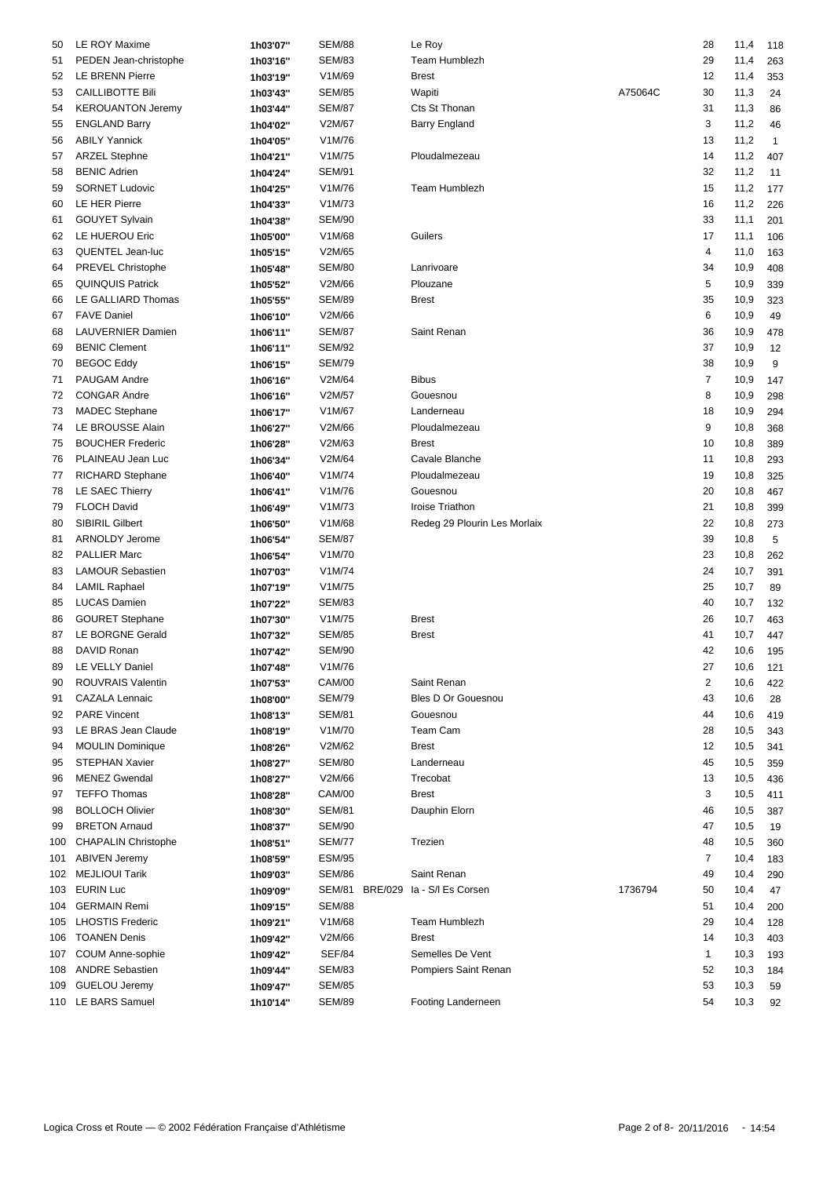| | | | | | | | | | |
|---|---|---|---|---|---|---|---|---|---|
| 50 | LE ROY Maxime | 1h03'07'' | SEM/88 | | Le Roy | | 28 | 11,4 | 118 |
| 51 | PEDEN Jean-christophe | 1h03'16'' | SEM/83 | | Team Humblezh | | 29 | 11,4 | 263 |
| 52 | LE BRENN Pierre | 1h03'19'' | V1M/69 | | Brest | | 12 | 11,4 | 353 |
| 53 | CAILLIBOTTE Bili | 1h03'43'' | SEM/85 | | Wapiti | A75064C | 30 | 11,3 | 24 |
| 54 | KEROUANTON Jeremy | 1h03'44'' | SEM/87 | | Cts St Thonan | | 31 | 11,3 | 86 |
| 55 | ENGLAND Barry | 1h04'02'' | V2M/67 | | Barry England | | 3 | 11,2 | 46 |
| 56 | ABILY Yannick | 1h04'05'' | V1M/76 | | | | 13 | 11,2 | 1 |
| 57 | ARZEL Stephne | 1h04'21'' | V1M/75 | | Ploudalmezeau | | 14 | 11,2 | 407 |
| 58 | BENIC Adrien | 1h04'24'' | SEM/91 | | | | 32 | 11,2 | 11 |
| 59 | SORNET Ludovic | 1h04'25'' | V1M/76 | | Team Humblezh | | 15 | 11,2 | 177 |
| 60 | LE HER Pierre | 1h04'33'' | V1M/73 | | | | 16 | 11,2 | 226 |
| 61 | GOUYET Sylvain | 1h04'38'' | SEM/90 | | | | 33 | 11,1 | 201 |
| 62 | LE HUEROU Eric | 1h05'00'' | V1M/68 | | Guilers | | 17 | 11,1 | 106 |
| 63 | QUENTEL Jean-luc | 1h05'15'' | V2M/65 | | | | 4 | 11,0 | 163 |
| 64 | PREVEL Christophe | 1h05'48'' | SEM/80 | | Lanrivoare | | 34 | 10,9 | 408 |
| 65 | QUINQUIS Patrick | 1h05'52'' | V2M/66 | | Plouzane | | 5 | 10,9 | 339 |
| 66 | LE GALLIARD Thomas | 1h05'55'' | SEM/89 | | Brest | | 35 | 10,9 | 323 |
| 67 | FAVE Daniel | 1h06'10'' | V2M/66 | | | | 6 | 10,9 | 49 |
| 68 | LAUVERNIER Damien | 1h06'11'' | SEM/87 | | Saint Renan | | 36 | 10,9 | 478 |
| 69 | BENIC Clement | 1h06'11'' | SEM/92 | | | | 37 | 10,9 | 12 |
| 70 | BEGOC Eddy | 1h06'15'' | SEM/79 | | | | 38 | 10,9 | 9 |
| 71 | PAUGAM Andre | 1h06'16'' | V2M/64 | | Bibus | | 7 | 10,9 | 147 |
| 72 | CONGAR Andre | 1h06'16'' | V2M/57 | | Gouesnou | | 8 | 10,9 | 298 |
| 73 | MADEC Stephane | 1h06'17'' | V1M/67 | | Landerneau | | 18 | 10,9 | 294 |
| 74 | LE BROUSSE Alain | 1h06'27'' | V2M/66 | | Ploudalmezeau | | 9 | 10,8 | 368 |
| 75 | BOUCHER Frederic | 1h06'28'' | V2M/63 | | Brest | | 10 | 10,8 | 389 |
| 76 | PLAINEAU Jean Luc | 1h06'34'' | V2M/64 | | Cavale Blanche | | 11 | 10,8 | 293 |
| 77 | RICHARD Stephane | 1h06'40'' | V1M/74 | | Ploudalmezeau | | 19 | 10,8 | 325 |
| 78 | LE SAEC Thierry | 1h06'41'' | V1M/76 | | Gouesnou | | 20 | 10,8 | 467 |
| 79 | FLOCH David | 1h06'49'' | V1M/73 | | Iroise Triathon | | 21 | 10,8 | 399 |
| 80 | SIBIRIL Gilbert | 1h06'50'' | V1M/68 | | Redeg 29 Plourin Les Morlaix | | 22 | 10,8 | 273 |
| 81 | ARNOLDY Jerome | 1h06'54'' | SEM/87 | | | | 39 | 10,8 | 5 |
| 82 | PALLIER Marc | 1h06'54'' | V1M/70 | | | | 23 | 10,8 | 262 |
| 83 | LAMOUR Sebastien | 1h07'03'' | V1M/74 | | | | 24 | 10,7 | 391 |
| 84 | LAMIL Raphael | 1h07'19'' | V1M/75 | | | | 25 | 10,7 | 89 |
| 85 | LUCAS Damien | 1h07'22'' | SEM/83 | | | | 40 | 10,7 | 132 |
| 86 | GOURET Stephane | 1h07'30'' | V1M/75 | | Brest | | 26 | 10,7 | 463 |
| 87 | LE BORGNE Gerald | 1h07'32'' | SEM/85 | | Brest | | 41 | 10,7 | 447 |
| 88 | DAVID Ronan | 1h07'42'' | SEM/90 | | | | 42 | 10,6 | 195 |
| 89 | LE VELLY Daniel | 1h07'48'' | V1M/76 | | | | 27 | 10,6 | 121 |
| 90 | ROUVRAIS Valentin | 1h07'53'' | CAM/00 | | Saint Renan | | 2 | 10,6 | 422 |
| 91 | CAZALA Lennaic | 1h08'00'' | SEM/79 | | Bles D Or Gouesnou | | 43 | 10,6 | 28 |
| 92 | PARE Vincent | 1h08'13'' | SEM/81 | | Gouesnou | | 44 | 10,6 | 419 |
| 93 | LE BRAS Jean Claude | 1h08'19'' | V1M/70 | | Team Cam | | 28 | 10,5 | 343 |
| 94 | MOULIN Dominique | 1h08'26'' | V2M/62 | | Brest | | 12 | 10,5 | 341 |
| 95 | STEPHAN Xavier | 1h08'27'' | SEM/80 | | Landerneau | | 45 | 10,5 | 359 |
| 96 | MENEZ Gwendal | 1h08'27'' | V2M/66 | | Trecobat | | 13 | 10,5 | 436 |
| 97 | TEFFO Thomas | 1h08'28'' | CAM/00 | | Brest | | 3 | 10,5 | 411 |
| 98 | BOLLOCH Olivier | 1h08'30'' | SEM/81 | | Dauphin Elorn | | 46 | 10,5 | 387 |
| 99 | BRETON Arnaud | 1h08'37'' | SEM/90 | | | | 47 | 10,5 | 19 |
| 100 | CHAPALIN Christophe | 1h08'51'' | SEM/77 | | Trezien | | 48 | 10,5 | 360 |
| 101 | ABIVEN Jeremy | 1h08'59'' | ESM/95 | | | | 7 | 10,4 | 183 |
| 102 | MEJLIOUI Tarik | 1h09'03'' | SEM/86 | | Saint Renan | | 49 | 10,4 | 290 |
| 103 | EURIN Luc | 1h09'09'' | SEM/81 | BRE/029 | Ia - S/l Es Corsen | 1736794 | 50 | 10,4 | 47 |
| 104 | GERMAIN Remi | 1h09'15'' | SEM/88 | | | | 51 | 10,4 | 200 |
| 105 | LHOSTIS Frederic | 1h09'21'' | V1M/68 | | Team Humblezh | | 29 | 10,4 | 128 |
| 106 | TOANEN Denis | 1h09'42'' | V2M/66 | | Brest | | 14 | 10,3 | 403 |
| 107 | COUM Anne-sophie | 1h09'42'' | SEF/84 | | Semelles De Vent | | 1 | 10,3 | 193 |
| 108 | ANDRE Sebastien | 1h09'44'' | SEM/83 | | Pompiers Saint Renan | | 52 | 10,3 | 184 |
| 109 | GUELOU Jeremy | 1h09'47'' | SEM/85 | | | | 53 | 10,3 | 59 |
| 110 | LE BARS Samuel | 1h10'14'' | SEM/89 | | Footing Landerneen | | 54 | 10,3 | 92 |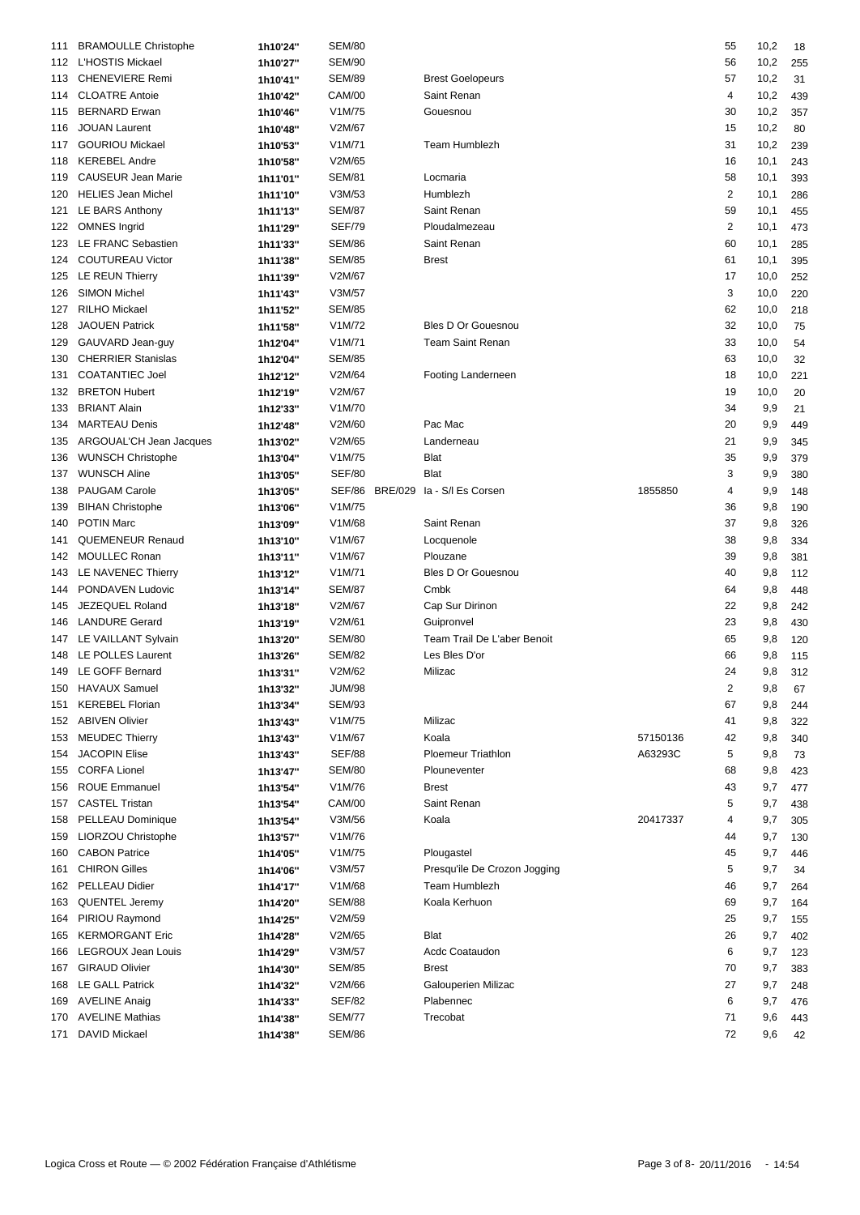| | | | | | | | | | |
|---|---|---|---|---|---|---|---|---|---|
| 111 | BRAMOULLE Christophe | 1h10'24'' | SEM/80 | | | | 55 | 10,2 | 18 |
| 112 | L'HOSTIS Mickael | 1h10'27'' | SEM/90 | | | | 56 | 10,2 | 255 |
| 113 | CHENEVIERE Remi | 1h10'41'' | SEM/89 | | Brest Goelopeurs | | 57 | 10,2 | 31 |
| 114 | CLOATRE Antoie | 1h10'42'' | CAM/00 | | Saint Renan | | 4 | 10,2 | 439 |
| 115 | BERNARD Erwan | 1h10'46'' | V1M/75 | | Gouesnou | | 30 | 10,2 | 357 |
| 116 | JOUAN Laurent | 1h10'48'' | V2M/67 | | | | 15 | 10,2 | 80 |
| 117 | GOURIOU Mickael | 1h10'53'' | V1M/71 | | Team Humblezh | | 31 | 10,2 | 239 |
| 118 | KEREBEL Andre | 1h10'58'' | V2M/65 | | | | 16 | 10,1 | 243 |
| 119 | CAUSEUR Jean Marie | 1h11'01'' | SEM/81 | | Locmaria | | 58 | 10,1 | 393 |
| 120 | HELIES Jean Michel | 1h11'10'' | V3M/53 | | Humblezh | | 2 | 10,1 | 286 |
| 121 | LE BARS Anthony | 1h11'13'' | SEM/87 | | Saint Renan | | 59 | 10,1 | 455 |
| 122 | OMNES Ingrid | 1h11'29'' | SEF/79 | | Ploudalmezeau | | 2 | 10,1 | 473 |
| 123 | LE FRANC Sebastien | 1h11'33'' | SEM/86 | | Saint Renan | | 60 | 10,1 | 285 |
| 124 | COUTUREAU Victor | 1h11'38'' | SEM/85 | | Brest | | 61 | 10,1 | 395 |
| 125 | LE REUN Thierry | 1h11'39'' | V2M/67 | | | | 17 | 10,0 | 252 |
| 126 | SIMON Michel | 1h11'43'' | V3M/57 | | | | 3 | 10,0 | 220 |
| 127 | RILHO Mickael | 1h11'52'' | SEM/85 | | | | 62 | 10,0 | 218 |
| 128 | JAOUEN Patrick | 1h11'58'' | V1M/72 | | Bles D Or Gouesnou | | 32 | 10,0 | 75 |
| 129 | GAUVARD Jean-guy | 1h12'04'' | V1M/71 | | Team Saint Renan | | 33 | 10,0 | 54 |
| 130 | CHERRIER Stanislas | 1h12'04'' | SEM/85 | | | | 63 | 10,0 | 32 |
| 131 | COATANTIEC Joel | 1h12'12'' | V2M/64 | | Footing Landerneen | | 18 | 10,0 | 221 |
| 132 | BRETON Hubert | 1h12'19'' | V2M/67 | | | | 19 | 10,0 | 20 |
| 133 | BRIANT Alain | 1h12'33'' | V1M/70 | | | | 34 | 9,9 | 21 |
| 134 | MARTEAU Denis | 1h12'48'' | V2M/60 | | Pac Mac | | 20 | 9,9 | 449 |
| 135 | ARGOUAL'CH Jean Jacques | 1h13'02'' | V2M/65 | | Landerneau | | 21 | 9,9 | 345 |
| 136 | WUNSCH Christophe | 1h13'04'' | V1M/75 | | Blat | | 35 | 9,9 | 379 |
| 137 | WUNSCH Aline | 1h13'05'' | SEF/80 | | Blat | | 3 | 9,9 | 380 |
| 138 | PAUGAM Carole | 1h13'05'' | SEF/86 | BRE/029 | la - S/l Es Corsen | 1855850 | 4 | 9,9 | 148 |
| 139 | BIHAN Christophe | 1h13'06'' | V1M/75 | | | | 36 | 9,8 | 190 |
| 140 | POTIN Marc | 1h13'09'' | V1M/68 | | Saint Renan | | 37 | 9,8 | 326 |
| 141 | QUEMENEUR Renaud | 1h13'10'' | V1M/67 | | Locquenole | | 38 | 9,8 | 334 |
| 142 | MOULLEC Ronan | 1h13'11'' | V1M/67 | | Plouzane | | 39 | 9,8 | 381 |
| 143 | LE NAVENEC Thierry | 1h13'12'' | V1M/71 | | Bles D Or Gouesnou | | 40 | 9,8 | 112 |
| 144 | PONDAVEN Ludovic | 1h13'14'' | SEM/87 | | Cmbk | | 64 | 9,8 | 448 |
| 145 | JEZEQUEL Roland | 1h13'18'' | V2M/67 | | Cap Sur Dirinon | | 22 | 9,8 | 242 |
| 146 | LANDURE Gerard | 1h13'19'' | V2M/61 | | Guipronvel | | 23 | 9,8 | 430 |
| 147 | LE VAILLANT Sylvain | 1h13'20'' | SEM/80 | | Team Trail De L'aber Benoit | | 65 | 9,8 | 120 |
| 148 | LE POLLES Laurent | 1h13'26'' | SEM/82 | | Les Bles D'or | | 66 | 9,8 | 115 |
| 149 | LE GOFF Bernard | 1h13'31'' | V2M/62 | | Milizac | | 24 | 9,8 | 312 |
| 150 | HAVAUX Samuel | 1h13'32'' | JUM/98 | | | | 2 | 9,8 | 67 |
| 151 | KEREBEL Florian | 1h13'34'' | SEM/93 | | | | 67 | 9,8 | 244 |
| 152 | ABIVEN Olivier | 1h13'43'' | V1M/75 | | Milizac | | 41 | 9,8 | 322 |
| 153 | MEUDEC Thierry | 1h13'43'' | V1M/67 | | Koala | 57150136 | 42 | 9,8 | 340 |
| 154 | JACOPIN Elise | 1h13'43'' | SEF/88 | | Ploemeur Triathlon | A63293C | 5 | 9,8 | 73 |
| 155 | CORFA Lionel | 1h13'47'' | SEM/80 | | Plouneventer | | 68 | 9,8 | 423 |
| 156 | ROUE Emmanuel | 1h13'54'' | V1M/76 | | Brest | | 43 | 9,7 | 477 |
| 157 | CASTEL Tristan | 1h13'54'' | CAM/00 | | Saint Renan | | 5 | 9,7 | 438 |
| 158 | PELLEAU Dominique | 1h13'54'' | V3M/56 | | Koala | 20417337 | 4 | 9,7 | 305 |
| 159 | LIORZOU Christophe | 1h13'57'' | V1M/76 | | | | 44 | 9,7 | 130 |
| 160 | CABON Patrice | 1h14'05'' | V1M/75 | | Plougastel | | 45 | 9,7 | 446 |
| 161 | CHIRON Gilles | 1h14'06'' | V3M/57 | | Presqu'ile De Crozon Jogging | | 5 | 9,7 | 34 |
| 162 | PELLEAU Didier | 1h14'17'' | V1M/68 | | Team Humblezh | | 46 | 9,7 | 264 |
| 163 | QUENTEL Jeremy | 1h14'20'' | SEM/88 | | Koala Kerhuon | | 69 | 9,7 | 164 |
| 164 | PIRIOU Raymond | 1h14'25'' | V2M/59 | | | | 25 | 9,7 | 155 |
| 165 | KERMORGANT Eric | 1h14'28'' | V2M/65 | | Blat | | 26 | 9,7 | 402 |
| 166 | LEGROUX Jean Louis | 1h14'29'' | V3M/57 | | Acdc Coataudon | | 6 | 9,7 | 123 |
| 167 | GIRAUD Olivier | 1h14'30'' | SEM/85 | | Brest | | 70 | 9,7 | 383 |
| 168 | LE GALL Patrick | 1h14'32'' | V2M/66 | | Galouperien Milizac | | 27 | 9,7 | 248 |
| 169 | AVELINE Anaig | 1h14'33'' | SEF/82 | | Plabennec | | 6 | 9,7 | 476 |
| 170 | AVELINE Mathias | 1h14'38'' | SEM/77 | | Trecobat | | 71 | 9,6 | 443 |
| 171 | DAVID Mickael | 1h14'38'' | SEM/86 | | | | 72 | 9,6 | 42 |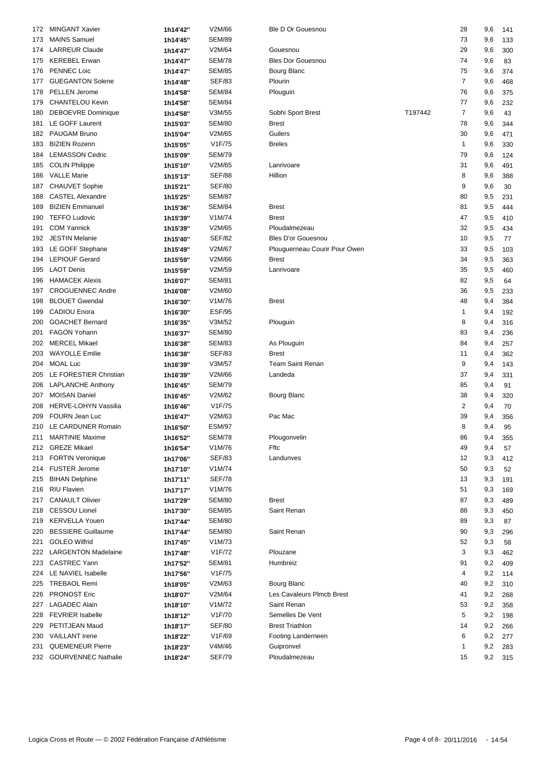| | | | | | | | | |
|---|---|---|---|---|---|---|---|---|
| 172 | MINGANT Xavier | 1h14'42'' | V2M/66 | Ble D Or Gouesnou | | 28 | 9,6 | 141 |
| 173 | MAINS Samuel | 1h14'45'' | SEM/89 | | | 73 | 9,6 | 133 |
| 174 | LARREUR Claude | 1h14'47'' | V2M/64 | Gouesnou | | 29 | 9,6 | 300 |
| 175 | KEREBEL Erwan | 1h14'47'' | SEM/78 | Bles Dor Gouesnou | | 74 | 9,6 | 83 |
| 176 | PENNEC Loic | 1h14'47'' | SEM/85 | Bourg Blanc | | 75 | 9,6 | 374 |
| 177 | GUEGANTON Solene | 1h14'48'' | SEF/83 | Plourin | | 7 | 9,6 | 468 |
| 178 | PELLEN Jerome | 1h14'58'' | SEM/84 | Plouguin | | 76 | 9,6 | 375 |
| 179 | CHANTELOU Kevin | 1h14'58'' | SEM/84 | | | 77 | 9,6 | 232 |
| 180 | DEBOEVRE Dominique | 1h14'58'' | V3M/55 | Sobhi Sport Brest | T197442 | 7 | 9,6 | 43 |
| 181 | LE GOFF Laurent | 1h15'03'' | SEM/80 | Brest | | 78 | 9,6 | 344 |
| 182 | PAUGAM Bruno | 1h15'04'' | V2M/65 | Guilers | | 30 | 9,6 | 471 |
| 183 | BIZIEN Rozenn | 1h15'05'' | V1F/75 | Breles | | 1 | 9,6 | 330 |
| 184 | LEMASSON Cedric | 1h15'09'' | SEM/79 | | | 79 | 9,6 | 124 |
| 185 | COLIN Philippe | 1h15'10'' | V2M/65 | Lanrivoare | | 31 | 9,6 | 491 |
| 186 | VALLE Marie | 1h15'13'' | SEF/88 | Hillion | | 8 | 9,6 | 388 |
| 187 | CHAUVET Sophie | 1h15'21'' | SEF/80 | | | 9 | 9,6 | 30 |
| 188 | CASTEL Alexandre | 1h15'25'' | SEM/87 | | | 80 | 9,5 | 231 |
| 189 | BIZIEN Emmanuel | 1h15'36'' | SEM/84 | Brest | | 81 | 9,5 | 444 |
| 190 | TEFFO Ludovic | 1h15'39'' | V1M/74 | Brest | | 47 | 9,5 | 410 |
| 191 | COM Yannick | 1h15'39'' | V2M/65 | Ploudalmezeau | | 32 | 9,5 | 434 |
| 192 | JESTIN Melanie | 1h15'40'' | SEF/82 | Bles D'or Gouesnou | | 10 | 9,5 | 77 |
| 193 | LE GOFF Stephane | 1h15'49'' | V2M/67 | Plouguerneau Courir Pour Owen | | 33 | 9,5 | 103 |
| 194 | LEPIOUF Gerard | 1h15'59'' | V2M/66 | Brest | | 34 | 9,5 | 363 |
| 195 | LAOT Denis | 1h15'59'' | V2M/59 | Lanrivoare | | 35 | 9,5 | 460 |
| 196 | HAMACEK Alexis | 1h16'07'' | SEM/81 | | | 82 | 9,5 | 64 |
| 197 | CROGUENNEC Andre | 1h16'08'' | V2M/60 | | | 36 | 9,5 | 233 |
| 198 | BLOUET Gwendal | 1h16'30'' | V1M/76 | Brest | | 48 | 9,4 | 384 |
| 199 | CADIOU Enora | 1h16'30'' | ESF/95 | | | 1 | 9,4 | 192 |
| 200 | GOACHET Bernard | 1h16'35'' | V3M/52 | Plouguin | | 8 | 9,4 | 316 |
| 201 | FAGON Yohann | 1h16'37'' | SEM/80 | | | 83 | 9,4 | 236 |
| 202 | MERCEL Mikael | 1h16'38'' | SEM/83 | As Plouguin | | 84 | 9,4 | 257 |
| 203 | WAYOLLE Emilie | 1h16'38'' | SEF/83 | Brest | | 11 | 9,4 | 362 |
| 204 | MOAL Luc | 1h16'39'' | V3M/57 | Team Saint Renan | | 9 | 9,4 | 143 |
| 205 | LE FORESTIER Christian | 1h16'39'' | V2M/66 | Landeda | | 37 | 9,4 | 331 |
| 206 | LAPLANCHE Anthony | 1h16'45'' | SEM/79 | | | 85 | 9,4 | 91 |
| 207 | MOISAN Daniel | 1h16'45'' | V2M/62 | Bourg Blanc | | 38 | 9,4 | 320 |
| 208 | HERVE-LOHYN Vassilia | 1h16'46'' | V1F/75 | | | 2 | 9,4 | 70 |
| 209 | FOURN Jean Luc | 1h16'47'' | V2M/63 | Pac Mac | | 39 | 9,4 | 356 |
| 210 | LE CARDUNER Romain | 1h16'50'' | ESM/97 | | | 8 | 9,4 | 95 |
| 211 | MARTINIE Maxime | 1h16'52'' | SEM/78 | Plougonvelin | | 86 | 9,4 | 355 |
| 212 | GREZE Mikael | 1h16'54'' | V1M/76 | Fftc | | 49 | 9,4 | 57 |
| 213 | FORTIN Veronique | 1h17'06'' | SEF/83 | Landunves | | 12 | 9,3 | 412 |
| 214 | FUSTER Jerome | 1h17'10'' | V1M/74 | | | 50 | 9,3 | 52 |
| 215 | BIHAN Delphine | 1h17'11'' | SEF/78 | | | 13 | 9,3 | 191 |
| 216 | RIU Flavien | 1h17'17'' | V1M/76 | | | 51 | 9,3 | 169 |
| 217 | CANAULT Olivier | 1h17'29'' | SEM/80 | Brest | | 87 | 9,3 | 489 |
| 218 | CESSOU Lionel | 1h17'30'' | SEM/85 | Saint Renan | | 88 | 9,3 | 450 |
| 219 | KERVELLA Youen | 1h17'44'' | SEM/80 | | | 89 | 9,3 | 87 |
| 220 | BESSIERE Guillaume | 1h17'44'' | SEM/80 | Saint Renan | | 90 | 9,3 | 296 |
| 221 | GOLEO Wilfrid | 1h17'45'' | V1M/73 | | | 52 | 9,3 | 58 |
| 222 | LARGENTON Madelaine | 1h17'48'' | V1F/72 | Plouzane | | 3 | 9,3 | 462 |
| 223 | CASTREC Yann | 1h17'52'' | SEM/81 | Humbreiz | | 91 | 9,2 | 409 |
| 224 | LE NAVIEL Isabelle | 1h17'56'' | V1F/75 | | | 4 | 9,2 | 114 |
| 225 | TREBAOL Remi | 1h18'05'' | V2M/63 | Bourg Blanc | | 40 | 9,2 | 310 |
| 226 | PRONOST Eric | 1h18'07'' | V2M/64 | Les Cavaleurs Plmcb Brest | | 41 | 9,2 | 268 |
| 227 | LAGADEC Alain | 1h18'10'' | V1M/72 | Saint Renan | | 53 | 9,2 | 358 |
| 228 | FEVRIER Isabelle | 1h18'12'' | V1F/70 | Semelles De Vent | | 5 | 9,2 | 198 |
| 229 | PETITJEAN Maud | 1h18'17'' | SEF/80 | Brest Triathlon | | 14 | 9,2 | 266 |
| 230 | VAILLANT Irene | 1h18'22'' | V1F/69 | Footing Landerneen | | 6 | 9,2 | 277 |
| 231 | QUEMENEUR Pierre | 1h18'23'' | V4M/46 | Guipronvel | | 1 | 9,2 | 283 |
| 232 | GOURVENNEC Nathalie | 1h18'24'' | SEF/79 | Ploudalmezeau | | 15 | 9,2 | 315 |

Logica Cross et Route — © 2002 Fédération Française d'Athlétisme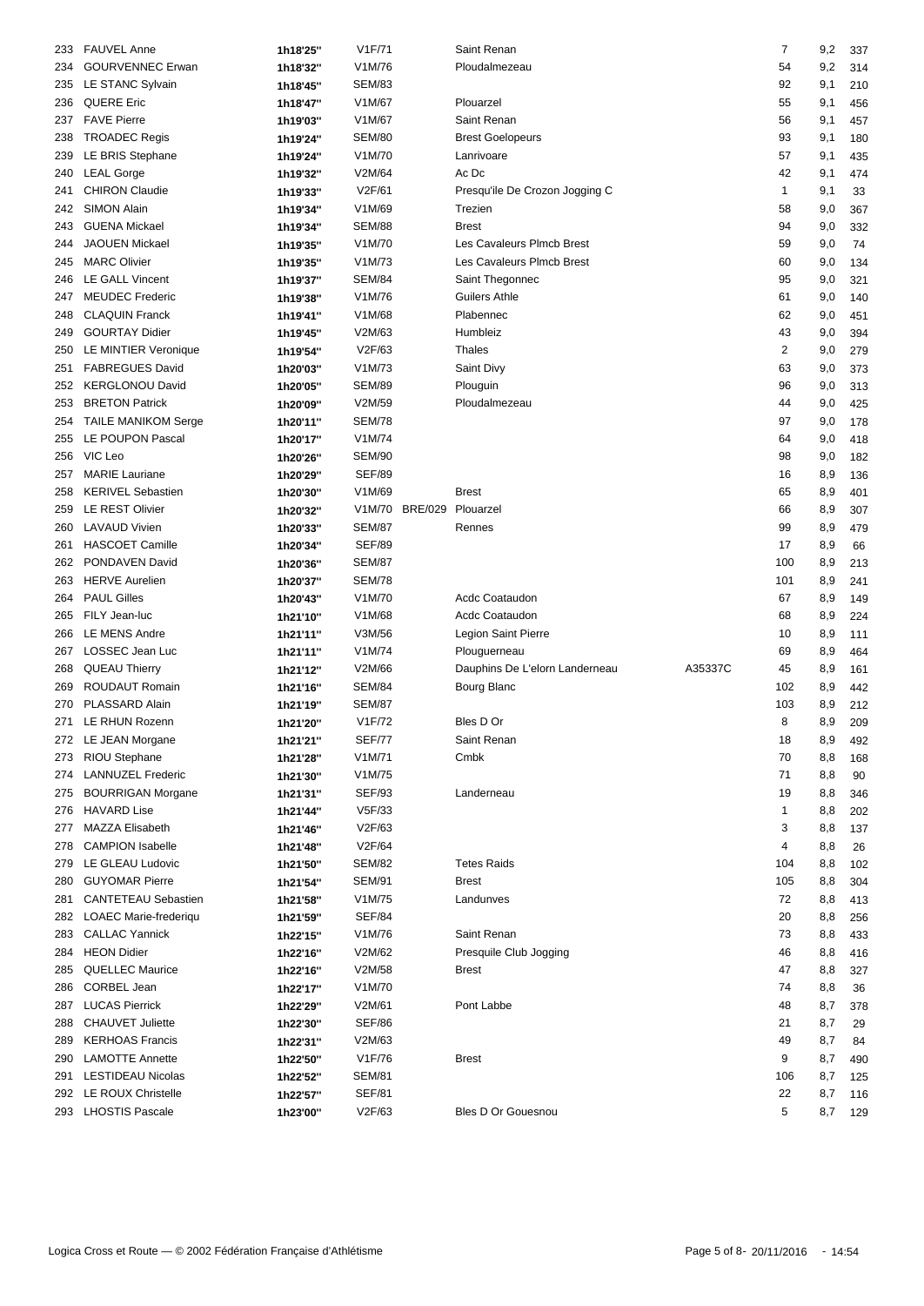| | | | | | | | | | |
|---|---|---|---|---|---|---|---|---|---|
| 233 | FAUVEL Anne | 1h18'25'' | V1F/71 | | Saint Renan | | 7 | 9,2 | 337 |
| 234 | GOURVENNEC Erwan | 1h18'32'' | V1M/76 | | Ploudalmezeau | | 54 | 9,2 | 314 |
| 235 | LE STANC Sylvain | 1h18'45'' | SEM/83 | | | | 92 | 9,1 | 210 |
| 236 | QUERE Eric | 1h18'47'' | V1M/67 | | Plouarzel | | 55 | 9,1 | 456 |
| 237 | FAVE Pierre | 1h19'03'' | V1M/67 | | Saint Renan | | 56 | 9,1 | 457 |
| 238 | TROADEC Regis | 1h19'24'' | SEM/80 | | Brest Goelopeurs | | 93 | 9,1 | 180 |
| 239 | LE BRIS Stephane | 1h19'24'' | V1M/70 | | Lanrivoare | | 57 | 9,1 | 435 |
| 240 | LEAL Gorge | 1h19'32'' | V2M/64 | | Ac Dc | | 42 | 9,1 | 474 |
| 241 | CHIRON Claudie | 1h19'33'' | V2F/61 | | Presqu'ile De Crozon Jogging C | | 1 | 9,1 | 33 |
| 242 | SIMON Alain | 1h19'34'' | V1M/69 | | Trezien | | 58 | 9,0 | 367 |
| 243 | GUENA Mickael | 1h19'34'' | SEM/88 | | Brest | | 94 | 9,0 | 332 |
| 244 | JAOUEN Mickael | 1h19'35'' | V1M/70 | | Les Cavaleurs Plmcb Brest | | 59 | 9,0 | 74 |
| 245 | MARC Olivier | 1h19'35'' | V1M/73 | | Les Cavaleurs Plmcb Brest | | 60 | 9,0 | 134 |
| 246 | LE GALL Vincent | 1h19'37'' | SEM/84 | | Saint Thegonnec | | 95 | 9,0 | 321 |
| 247 | MEUDEC Frederic | 1h19'38'' | V1M/76 | | Guilers Athle | | 61 | 9,0 | 140 |
| 248 | CLAQUIN Franck | 1h19'41'' | V1M/68 | | Plabennec | | 62 | 9,0 | 451 |
| 249 | GOURTAY Didier | 1h19'45'' | V2M/63 | | Humbleiz | | 43 | 9,0 | 394 |
| 250 | LE MINTIER Veronique | 1h19'54'' | V2F/63 | | Thales | | 2 | 9,0 | 279 |
| 251 | FABREGUES David | 1h20'03'' | V1M/73 | | Saint Divy | | 63 | 9,0 | 373 |
| 252 | KERGLONOU David | 1h20'05'' | SEM/89 | | Plouguin | | 96 | 9,0 | 313 |
| 253 | BRETON Patrick | 1h20'09'' | V2M/59 | | Ploudalmezeau | | 44 | 9,0 | 425 |
| 254 | TAILE MANIKOM Serge | 1h20'11'' | SEM/78 | | | | 97 | 9,0 | 178 |
| 255 | LE POUPON Pascal | 1h20'17'' | V1M/74 | | | | 64 | 9,0 | 418 |
| 256 | VIC Leo | 1h20'26'' | SEM/90 | | | | 98 | 9,0 | 182 |
| 257 | MARIE Lauriane | 1h20'29'' | SEF/89 | | | | 16 | 8,9 | 136 |
| 258 | KERIVEL Sebastien | 1h20'30'' | V1M/69 | | Brest | | 65 | 8,9 | 401 |
| 259 | LE REST Olivier | 1h20'32'' | V1M/70 | BRE/029 | Plouarzel | | 66 | 8,9 | 307 |
| 260 | LAVAUD Vivien | 1h20'33'' | SEM/87 | | Rennes | | 99 | 8,9 | 479 |
| 261 | HASCOET Camille | 1h20'34'' | SEF/89 | | | | 17 | 8,9 | 66 |
| 262 | PONDAVEN David | 1h20'36'' | SEM/87 | | | | 100 | 8,9 | 213 |
| 263 | HERVE Aurelien | 1h20'37'' | SEM/78 | | | | 101 | 8,9 | 241 |
| 264 | PAUL Gilles | 1h20'43'' | V1M/70 | | Acdc Coataudon | | 67 | 8,9 | 149 |
| 265 | FILY Jean-luc | 1h21'10'' | V1M/68 | | Acdc Coataudon | | 68 | 8,9 | 224 |
| 266 | LE MENS Andre | 1h21'11'' | V3M/56 | | Legion Saint Pierre | | 10 | 8,9 | 111 |
| 267 | LOSSEC Jean Luc | 1h21'11'' | V1M/74 | | Plouguerneau | | 69 | 8,9 | 464 |
| 268 | QUEAU Thierry | 1h21'12'' | V2M/66 | | Dauphins De L'elorn Landerneau | A35337C | 45 | 8,9 | 161 |
| 269 | ROUDAUT Romain | 1h21'16'' | SEM/84 | | Bourg Blanc | | 102 | 8,9 | 442 |
| 270 | PLASSARD Alain | 1h21'19'' | SEM/87 | | | | 103 | 8,9 | 212 |
| 271 | LE RHUN Rozenn | 1h21'20'' | V1F/72 | | Bles D Or | | 8 | 8,9 | 209 |
| 272 | LE JEAN Morgane | 1h21'21'' | SEF/77 | | Saint Renan | | 18 | 8,9 | 492 |
| 273 | RIOU Stephane | 1h21'28'' | V1M/71 | | Cmbk | | 70 | 8,8 | 168 |
| 274 | LANNUZEL Frederic | 1h21'30'' | V1M/75 | | | | 71 | 8,8 | 90 |
| 275 | BOURRIGAN Morgane | 1h21'31'' | SEF/93 | | Landerneau | | 19 | 8,8 | 346 |
| 276 | HAVARD Lise | 1h21'44'' | V5F/33 | | | | 1 | 8,8 | 202 |
| 277 | MAZZA Elisabeth | 1h21'46'' | V2F/63 | | | | 3 | 8,8 | 137 |
| 278 | CAMPION Isabelle | 1h21'48'' | V2F/64 | | | | 4 | 8,8 | 26 |
| 279 | LE GLEAU Ludovic | 1h21'50'' | SEM/82 | | Tetes Raids | | 104 | 8,8 | 102 |
| 280 | GUYOMAR Pierre | 1h21'54'' | SEM/91 | | Brest | | 105 | 8,8 | 304 |
| 281 | CANTETEAU Sebastien | 1h21'58'' | V1M/75 | | Landunves | | 72 | 8,8 | 413 |
| 282 | LOAEC Marie-frederiqu | 1h21'59'' | SEF/84 | | | | 20 | 8,8 | 256 |
| 283 | CALLAC Yannick | 1h22'15'' | V1M/76 | | Saint Renan | | 73 | 8,8 | 433 |
| 284 | HEON Didier | 1h22'16'' | V2M/62 | | Presquile Club Jogging | | 46 | 8,8 | 416 |
| 285 | QUELLEC Maurice | 1h22'16'' | V2M/58 | | Brest | | 47 | 8,8 | 327 |
| 286 | CORBEL Jean | 1h22'17'' | V1M/70 | | | | 74 | 8,8 | 36 |
| 287 | LUCAS Pierrick | 1h22'29'' | V2M/61 | | Pont Labbe | | 48 | 8,7 | 378 |
| 288 | CHAUVET Juliette | 1h22'30'' | SEF/86 | | | | 21 | 8,7 | 29 |
| 289 | KERHOAS Francis | 1h22'31'' | V2M/63 | | | | 49 | 8,7 | 84 |
| 290 | LAMOTTE Annette | 1h22'50'' | V1F/76 | | Brest | | 9 | 8,7 | 490 |
| 291 | LESTIDEAU Nicolas | 1h22'52'' | SEM/81 | | | | 106 | 8,7 | 125 |
| 292 | LE ROUX Christelle | 1h22'57'' | SEF/81 | | | | 22 | 8,7 | 116 |
| 293 | LHOSTIS Pascale | 1h23'00'' | V2F/63 | | Bles D Or Gouesnou | | 5 | 8,7 | 129 |

Logica Cross et Route — © 2002 Fédération Française d'Athlétisme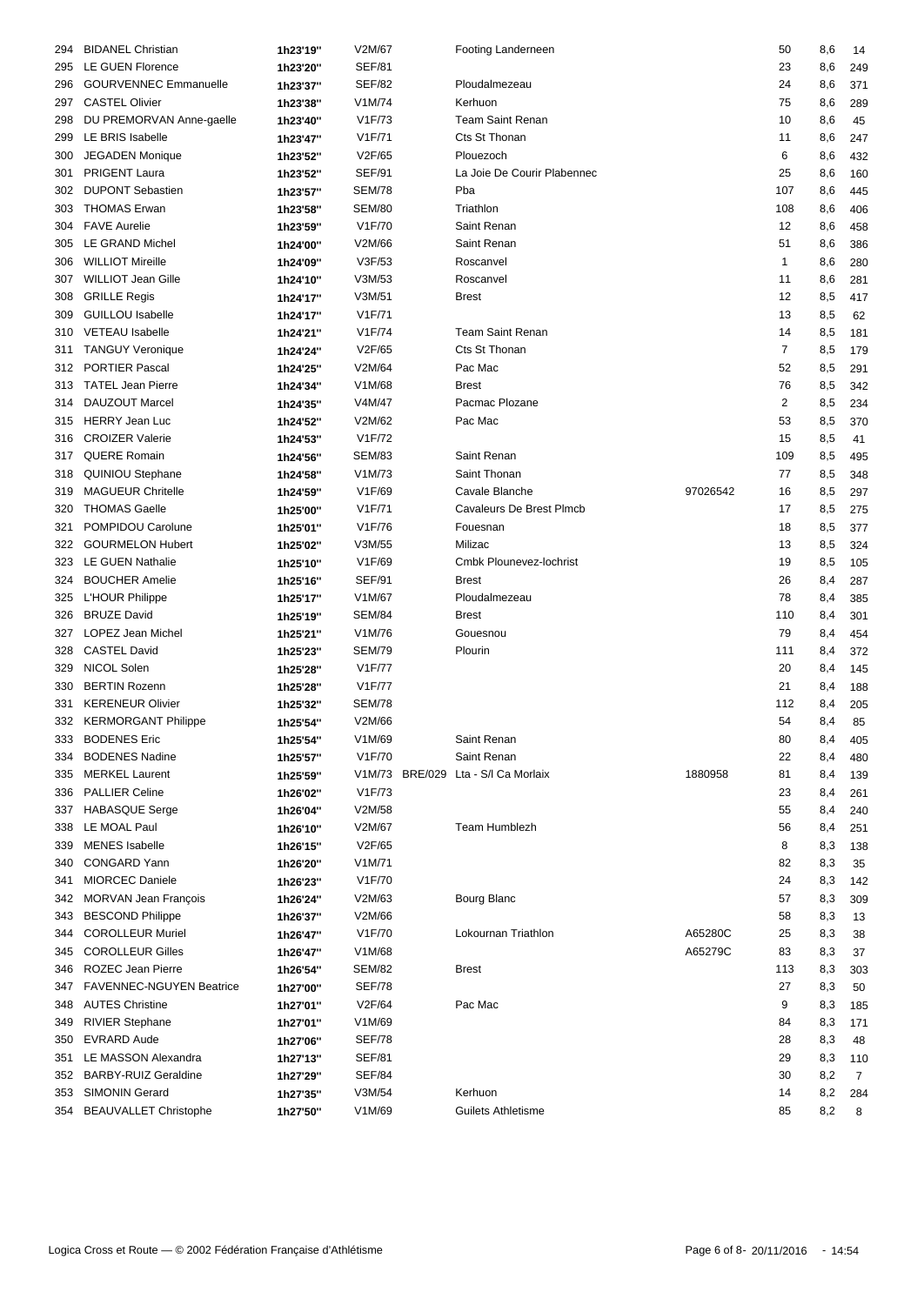| | | | | | | | | | |
|---|---|---|---|---|---|---|---|---|---|
| 294 | BIDANEL Christian | 1h23'19'' | V2M/67 | | Footing Landerneen | | 50 | 8,6 | 14 |
| 295 | LE GUEN Florence | 1h23'20'' | SEF/81 | | | | 23 | 8,6 | 249 |
| 296 | GOURVENNEC Emmanuelle | 1h23'37'' | SEF/82 | | Ploudalmezeau | | 24 | 8,6 | 371 |
| 297 | CASTEL Olivier | 1h23'38'' | V1M/74 | | Kerhuon | | 75 | 8,6 | 289 |
| 298 | DU PREMORVAN Anne-gaelle | 1h23'40'' | V1F/73 | | Team Saint Renan | | 10 | 8,6 | 45 |
| 299 | LE BRIS Isabelle | 1h23'47'' | V1F/71 | | Cts St Thonan | | 11 | 8,6 | 247 |
| 300 | JEGADEN Monique | 1h23'52'' | V2F/65 | | Plouezoch | | 6 | 8,6 | 432 |
| 301 | PRIGENT Laura | 1h23'52'' | SEF/91 | | La Joie De Courir Plabennec | | 25 | 8,6 | 160 |
| 302 | DUPONT Sebastien | 1h23'57'' | SEM/78 | | Pba | | 107 | 8,6 | 445 |
| 303 | THOMAS Erwan | 1h23'58'' | SEM/80 | | Triathlon | | 108 | 8,6 | 406 |
| 304 | FAVE Aurelie | 1h23'59'' | V1F/70 | | Saint Renan | | 12 | 8,6 | 458 |
| 305 | LE GRAND Michel | 1h24'00'' | V2M/66 | | Saint Renan | | 51 | 8,6 | 386 |
| 306 | WILLIOT Mireille | 1h24'09'' | V3F/53 | | Roscanvel | | 1 | 8,6 | 280 |
| 307 | WILLIOT Jean Gille | 1h24'10'' | V3M/53 | | Roscanvel | | 11 | 8,6 | 281 |
| 308 | GRILLE Regis | 1h24'17'' | V3M/51 | | Brest | | 12 | 8,5 | 417 |
| 309 | GUILLOU Isabelle | 1h24'17'' | V1F/71 | | | | 13 | 8,5 | 62 |
| 310 | VETEAU Isabelle | 1h24'21'' | V1F/74 | | Team Saint Renan | | 14 | 8,5 | 181 |
| 311 | TANGUY Veronique | 1h24'24'' | V2F/65 | | Cts St Thonan | | 7 | 8,5 | 179 |
| 312 | PORTIER Pascal | 1h24'25'' | V2M/64 | | Pac Mac | | 52 | 8,5 | 291 |
| 313 | TATEL Jean Pierre | 1h24'34'' | V1M/68 | | Brest | | 76 | 8,5 | 342 |
| 314 | DAUZOUT Marcel | 1h24'35'' | V4M/47 | | Pacmac Plozane | | 2 | 8,5 | 234 |
| 315 | HERRY Jean Luc | 1h24'52'' | V2M/62 | | Pac Mac | | 53 | 8,5 | 370 |
| 316 | CROIZER Valerie | 1h24'53'' | V1F/72 | | | | 15 | 8,5 | 41 |
| 317 | QUERE Romain | 1h24'56'' | SEM/83 | | Saint Renan | | 109 | 8,5 | 495 |
| 318 | QUINIOU Stephane | 1h24'58'' | V1M/73 | | Saint Thonan | | 77 | 8,5 | 348 |
| 319 | MAGUEUR Chritelle | 1h24'59'' | V1F/69 | | Cavale Blanche | 97026542 | 16 | 8,5 | 297 |
| 320 | THOMAS Gaelle | 1h25'00'' | V1F/71 | | Cavaleurs De Brest Plmcb | | 17 | 8,5 | 275 |
| 321 | POMPIDOU Carolune | 1h25'01'' | V1F/76 | | Fouesnan | | 18 | 8,5 | 377 |
| 322 | GOURMELON Hubert | 1h25'02'' | V3M/55 | | Milizac | | 13 | 8,5 | 324 |
| 323 | LE GUEN Nathalie | 1h25'10'' | V1F/69 | | Cmbk Plounevez-lochrist | | 19 | 8,5 | 105 |
| 324 | BOUCHER Amelie | 1h25'16'' | SEF/91 | | Brest | | 26 | 8,4 | 287 |
| 325 | L'HOUR Philippe | 1h25'17'' | V1M/67 | | Ploudalmezeau | | 78 | 8,4 | 385 |
| 326 | BRUZE David | 1h25'19'' | SEM/84 | | Brest | | 110 | 8,4 | 301 |
| 327 | LOPEZ Jean Michel | 1h25'21'' | V1M/76 | | Gouesnou | | 79 | 8,4 | 454 |
| 328 | CASTEL David | 1h25'23'' | SEM/79 | | Plourin | | 111 | 8,4 | 372 |
| 329 | NICOL Solen | 1h25'28'' | V1F/77 | | | | 20 | 8,4 | 145 |
| 330 | BERTIN Rozenn | 1h25'28'' | V1F/77 | | | | 21 | 8,4 | 188 |
| 331 | KERENEUR Olivier | 1h25'32'' | SEM/78 | | | | 112 | 8,4 | 205 |
| 332 | KERMORGANT Philippe | 1h25'54'' | V2M/66 | | | | 54 | 8,4 | 85 |
| 333 | BODENES Eric | 1h25'54'' | V1M/69 | | Saint Renan | | 80 | 8,4 | 405 |
| 334 | BODENES Nadine | 1h25'57'' | V1F/70 | | Saint Renan | | 22 | 8,4 | 480 |
| 335 | MERKEL Laurent | 1h25'59'' | V1M/73 | BRE/029 | Lta - S/l Ca Morlaix | 1880958 | 81 | 8,4 | 139 |
| 336 | PALLIER Celine | 1h26'02'' | V1F/73 | | | | 23 | 8,4 | 261 |
| 337 | HABASQUE Serge | 1h26'04'' | V2M/58 | | | | 55 | 8,4 | 240 |
| 338 | LE MOAL Paul | 1h26'10'' | V2M/67 | | Team Humblezh | | 56 | 8,4 | 251 |
| 339 | MENES Isabelle | 1h26'15'' | V2F/65 | | | | 8 | 8,3 | 138 |
| 340 | CONGARD Yann | 1h26'20'' | V1M/71 | | | | 82 | 8,3 | 35 |
| 341 | MIORCEC Daniele | 1h26'23'' | V1F/70 | | | | 24 | 8,3 | 142 |
| 342 | MORVAN Jean François | 1h26'24'' | V2M/63 | | Bourg Blanc | | 57 | 8,3 | 309 |
| 343 | BESCOND Philippe | 1h26'37'' | V2M/66 | | | | 58 | 8,3 | 13 |
| 344 | COROLLEUR Muriel | 1h26'47'' | V1F/70 | | Lokournan Triathlon | A65280C | 25 | 8,3 | 38 |
| 345 | COROLLEUR Gilles | 1h26'47'' | V1M/68 | | | A65279C | 83 | 8,3 | 37 |
| 346 | ROZEC Jean Pierre | 1h26'54'' | SEM/82 | | Brest | | 113 | 8,3 | 303 |
| 347 | FAVENNEC-NGUYEN Beatrice | 1h27'00'' | SEF/78 | | | | 27 | 8,3 | 50 |
| 348 | AUTES Christine | 1h27'01'' | V2F/64 | | Pac Mac | | 9 | 8,3 | 185 |
| 349 | RIVIER Stephane | 1h27'01'' | V1M/69 | | | | 84 | 8,3 | 171 |
| 350 | EVRARD Aude | 1h27'06'' | SEF/78 | | | | 28 | 8,3 | 48 |
| 351 | LE MASSON Alexandra | 1h27'13'' | SEF/81 | | | | 29 | 8,3 | 110 |
| 352 | BARBY-RUIZ Geraldine | 1h27'29'' | SEF/84 | | | | 30 | 8,2 | 7 |
| 353 | SIMONIN Gerard | 1h27'35'' | V3M/54 | | Kerhuon | | 14 | 8,2 | 284 |
| 354 | BEAUVALLET Christophe | 1h27'50'' | V1M/69 | | Guilets Athletisme | | 85 | 8,2 | 8 |

Logica Cross et Route — © 2002 Fédération Française d'Athlétisme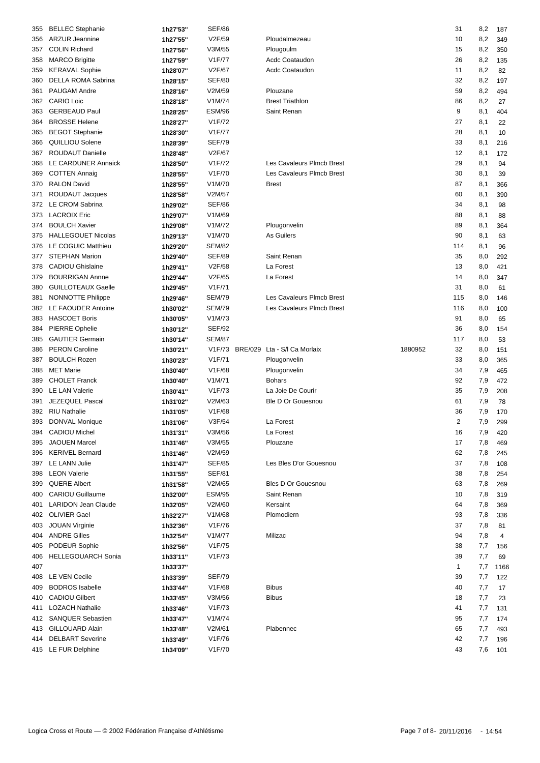| | | | | | | | | | |
|---|---|---|---|---|---|---|---|---|---|
| 355 | BELLEC Stephanie | 1h27'53'' | SEF/86 | | | | 31 | 8,2 | 187 |
| 356 | ARZUR Jeannine | 1h27'55'' | V2F/59 | | Ploudalmezeau | | 10 | 8,2 | 349 |
| 357 | COLIN Richard | 1h27'56'' | V3M/55 | | Plougoulm | | 15 | 8,2 | 350 |
| 358 | MARCO Brigitte | 1h27'59'' | V1F/77 | | Acdc Coataudon | | 26 | 8,2 | 135 |
| 359 | KERAVAL Sophie | 1h28'07'' | V2F/67 | | Acdc Coataudon | | 11 | 8,2 | 82 |
| 360 | DELLA ROMA Sabrina | 1h28'15'' | SEF/80 | | | | 32 | 8,2 | 197 |
| 361 | PAUGAM Andre | 1h28'16'' | V2M/59 | | Plouzane | | 59 | 8,2 | 494 |
| 362 | CARIO Loic | 1h28'18'' | V1M/74 | | Brest Triathlon | | 86 | 8,2 | 27 |
| 363 | GERBEAUD Paul | 1h28'25'' | ESM/96 | | Saint Renan | | 9 | 8,1 | 404 |
| 364 | BROSSE Helene | 1h28'27'' | V1F/72 | | | | 27 | 8,1 | 22 |
| 365 | BEGOT Stephanie | 1h28'30'' | V1F/77 | | | | 28 | 8,1 | 10 |
| 366 | QUILLIOU Solene | 1h28'39'' | SEF/79 | | | | 33 | 8,1 | 216 |
| 367 | ROUDAUT Danielle | 1h28'48'' | V2F/67 | | | | 12 | 8,1 | 172 |
| 368 | LE CARDUNER Annaick | 1h28'50'' | V1F/72 | | Les Cavaleurs Plmcb Brest | | 29 | 8,1 | 94 |
| 369 | COTTEN Annaig | 1h28'55'' | V1F/70 | | Les Cavaleurs Plmcb Brest | | 30 | 8,1 | 39 |
| 370 | RALON David | 1h28'55'' | V1M/70 | | Brest | | 87 | 8,1 | 366 |
| 371 | ROUDAUT Jacques | 1h28'58'' | V2M/57 | | | | 60 | 8,1 | 390 |
| 372 | LE CROM Sabrina | 1h29'02'' | SEF/86 | | | | 34 | 8,1 | 98 |
| 373 | LACROIX Eric | 1h29'07'' | V1M/69 | | | | 88 | 8,1 | 88 |
| 374 | BOULCH Xavier | 1h29'08'' | V1M/72 | | Plougonvelin | | 89 | 8,1 | 364 |
| 375 | HALLEGOUET Nicolas | 1h29'13'' | V1M/70 | | As Guilers | | 90 | 8,1 | 63 |
| 376 | LE COGUIC Matthieu | 1h29'20'' | SEM/82 | | | | 114 | 8,1 | 96 |
| 377 | STEPHAN Marion | 1h29'40'' | SEF/89 | | Saint Renan | | 35 | 8,0 | 292 |
| 378 | CADIOU Ghislaine | 1h29'41'' | V2F/58 | | La Forest | | 13 | 8,0 | 421 |
| 379 | BOURRIGAN Annne | 1h29'44'' | V2F/65 | | La Forest | | 14 | 8,0 | 347 |
| 380 | GUILLOTEAUX Gaelle | 1h29'45'' | V1F/71 | | | | 31 | 8,0 | 61 |
| 381 | NONNOTTE Philippe | 1h29'46'' | SEM/79 | | Les Cavaleurs Plmcb Brest | | 115 | 8,0 | 146 |
| 382 | LE FAOUDER Antoine | 1h30'02'' | SEM/79 | | Les Cavaleurs Plmcb Brest | | 116 | 8,0 | 100 |
| 383 | HASCOET Boris | 1h30'05'' | V1M/73 | | | | 91 | 8,0 | 65 |
| 384 | PIERRE Ophelie | 1h30'12'' | SEF/92 | | | | 36 | 8,0 | 154 |
| 385 | GAUTIER Germain | 1h30'14'' | SEM/87 | | | | 117 | 8,0 | 53 |
| 386 | PERON Caroline | 1h30'21'' | V1F/73 | BRE/029 | Lta - S/l Ca Morlaix | 1880952 | 32 | 8,0 | 151 |
| 387 | BOULCH Rozen | 1h30'23'' | V1F/71 | | Plougonvelin | | 33 | 8,0 | 365 |
| 388 | MET Marie | 1h30'40'' | V1F/68 | | Plougonvelin | | 34 | 7,9 | 465 |
| 389 | CHOLET Franck | 1h30'40'' | V1M/71 | | Bohars | | 92 | 7,9 | 472 |
| 390 | LE LAN Valerie | 1h30'41'' | V1F/73 | | La Joie De Courir | | 35 | 7,9 | 208 |
| 391 | JEZEQUEL Pascal | 1h31'02'' | V2M/63 | | Ble D Or Gouesnou | | 61 | 7,9 | 78 |
| 392 | RIU Nathalie | 1h31'05'' | V1F/68 | | | | 36 | 7,9 | 170 |
| 393 | DONVAL Monique | 1h31'06'' | V3F/54 | | La Forest | | 2 | 7,9 | 299 |
| 394 | CADIOU Michel | 1h31'31'' | V3M/56 | | La Forest | | 16 | 7,9 | 420 |
| 395 | JAOUEN Marcel | 1h31'46'' | V3M/55 | | Plouzane | | 17 | 7,8 | 469 |
| 396 | KERIVEL Bernard | 1h31'46'' | V2M/59 | | | | 62 | 7,8 | 245 |
| 397 | LE LANN Julie | 1h31'47'' | SEF/85 | | Les Bles D'or Gouesnou | | 37 | 7,8 | 108 |
| 398 | LEON Valerie | 1h31'55'' | SEF/81 | | | | 38 | 7,8 | 254 |
| 399 | QUERE Albert | 1h31'58'' | V2M/65 | | Bles D Or Gouesnou | | 63 | 7,8 | 269 |
| 400 | CARIOU Guillaume | 1h32'00'' | ESM/95 | | Saint Renan | | 10 | 7,8 | 319 |
| 401 | LARIDON Jean Claude | 1h32'05'' | V2M/60 | | Kersaint | | 64 | 7,8 | 369 |
| 402 | OLIVIER Gael | 1h32'27'' | V1M/68 | | Plomodiern | | 93 | 7,8 | 336 |
| 403 | JOUAN Virginie | 1h32'36'' | V1F/76 | | | | 37 | 7,8 | 81 |
| 404 | ANDRE Gilles | 1h32'54'' | V1M/77 | | Milizac | | 94 | 7,8 | 4 |
| 405 | PODEUR Sophie | 1h32'56'' | V1F/75 | | | | 38 | 7,7 | 156 |
| 406 | HELLEGOUARCH Sonia | 1h33'11'' | V1F/73 | | | | 39 | 7,7 | 69 |
| 407 | | 1h33'37'' | | | | | 1 | 7,7 | 1166 |
| 408 | LE VEN Cecile | 1h33'39'' | SEF/79 | | | | 39 | 7,7 | 122 |
| 409 | BODROS Isabelle | 1h33'44'' | V1F/68 | | Bibus | | 40 | 7,7 | 17 |
| 410 | CADIOU Gilbert | 1h33'45'' | V3M/56 | | Bibus | | 18 | 7,7 | 23 |
| 411 | LOZACH Nathalie | 1h33'46'' | V1F/73 | | | | 41 | 7,7 | 131 |
| 412 | SANQUER Sebastien | 1h33'47'' | V1M/74 | | | | 95 | 7,7 | 174 |
| 413 | GILLOUARD Alain | 1h33'48'' | V2M/61 | | Plabennec | | 65 | 7,7 | 493 |
| 414 | DELBART Severine | 1h33'49'' | V1F/76 | | | | 42 | 7,7 | 196 |
| 415 | LE FUR Delphine | 1h34'09'' | V1F/70 | | | | 43 | 7,6 | 101 |

Logica Cross et Route — © 2002 Fédération Française d'Athlétisme — 20/11/2016 - 14:54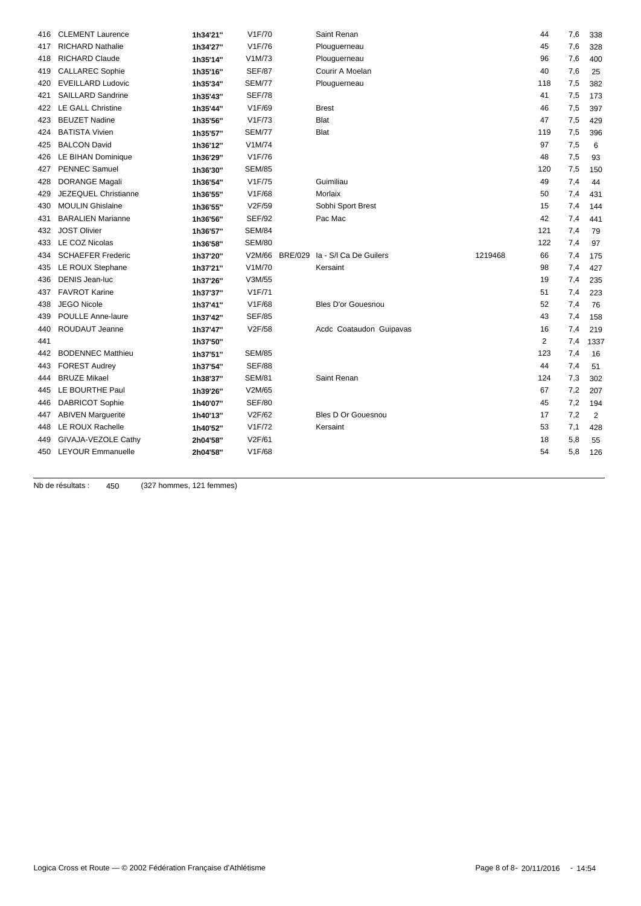| | | | | | | | | | | |
|---|---|---|---|---|---|---|---|---|---|---|
| 416 | CLEMENT Laurence | **1h34'21''** | V1F/70 | | Saint Renan | | 44 | 7,6 | 338 |
| 417 | RICHARD Nathalie | **1h34'27''** | V1F/76 | | Plouguerneau | | 45 | 7,6 | 328 |
| 418 | RICHARD Claude | **1h35'14''** | V1M/73 | | Plouguerneau | | 96 | 7,6 | 400 |
| 419 | CALLAREC Sophie | **1h35'16''** | SEF/87 | | Courir A Moelan | | 40 | 7,6 | 25 |
| 420 | EVEILLARD Ludovic | **1h35'34''** | SEM/77 | | Plouguerneau | | 118 | 7,5 | 382 |
| 421 | SAILLARD Sandrine | **1h35'43''** | SEF/78 | | | | 41 | 7,5 | 173 |
| 422 | LE GALL Christine | **1h35'44''** | V1F/69 | | Brest | | 46 | 7,5 | 397 |
| 423 | BEUZET Nadine | **1h35'56''** | V1F/73 | | Blat | | 47 | 7,5 | 429 |
| 424 | BATISTA Vivien | **1h35'57''** | SEM/77 | | Blat | | 119 | 7,5 | 396 |
| 425 | BALCON David | **1h36'12''** | V1M/74 | | | | 97 | 7,5 | 6 |
| 426 | LE BIHAN Dominique | **1h36'29''** | V1F/76 | | | | 48 | 7,5 | 93 |
| 427 | PENNEC Samuel | **1h36'30''** | SEM/85 | | | | 120 | 7,5 | 150 |
| 428 | DORANGE Magali | **1h36'54''** | V1F/75 | | Guimiliau | | 49 | 7,4 | 44 |
| 429 | JEZEQUEL Christianne | **1h36'55''** | V1F/68 | | Morlaix | | 50 | 7,4 | 431 |
| 430 | MOULIN Ghislaine | **1h36'55''** | V2F/59 | | Sobhi Sport Brest | | 15 | 7,4 | 144 |
| 431 | BARALIEN Marianne | **1h36'56''** | SEF/92 | | Pac Mac | | 42 | 7,4 | 441 |
| 432 | JOST Olivier | **1h36'57''** | SEM/84 | | | | 121 | 7,4 | 79 |
| 433 | LE COZ Nicolas | **1h36'58''** | SEM/80 | | | | 122 | 7,4 | 97 |
| 434 | SCHAEFER Frederic | **1h37'20''** | V2M/66 | BRE/029 | Ia - S/l Ca De Guilers | 1219468 | 66 | 7,4 | 175 |
| 435 | LE ROUX Stephane | **1h37'21''** | V1M/70 | | Kersaint | | 98 | 7,4 | 427 |
| 436 | DENIS Jean-luc | **1h37'26''** | V3M/55 | | | | 19 | 7,4 | 235 |
| 437 | FAVROT Karine | **1h37'37''** | V1F/71 | | | | 51 | 7,4 | 223 |
| 438 | JEGO Nicole | **1h37'41''** | V1F/68 | | Bles D'or Gouesnou | | 52 | 7,4 | 76 |
| 439 | POULLE Anne-laure | **1h37'42''** | SEF/85 | | | | 43 | 7,4 | 158 |
| 440 | ROUDAUT Jeanne | **1h37'47''** | V2F/58 | | Acdc Coataudon Guipavas | | 16 | 7,4 | 219 |
| 441 | | **1h37'50''** | | | | | 2 | 7,4 | 1337 |
| 442 | BODENNEC Matthieu | **1h37'51''** | SEM/85 | | | | 123 | 7,4 | 16 |
| 443 | FOREST Audrey | **1h37'54''** | SEF/88 | | | | 44 | 7,4 | 51 |
| 444 | BRUZE Mikael | **1h38'37''** | SEM/81 | | Saint Renan | | 124 | 7,3 | 302 |
| 445 | LE BOURTHE Paul | **1h39'26''** | V2M/65 | | | | 67 | 7,2 | 207 |
| 446 | DABRICOT Sophie | **1h40'07''** | SEF/80 | | | | 45 | 7,2 | 194 |
| 447 | ABIVEN Marguerite | **1h40'13''** | V2F/62 | | Bles D Or Gouesnou | | 17 | 7,2 | 2 |
| 448 | LE ROUX Rachelle | **1h40'52''** | V1F/72 | | Kersaint | | 53 | 7,1 | 428 |
| 449 | GIVAJA-VEZOLE Cathy | **2h04'58''** | V2F/61 | | | | 18 | 5,8 | 55 |
| 450 | LEYOUR Emmanuelle | **2h04'58''** | V1F/68 | | | | 54 | 5,8 | 126 |

Nb de résultats : 450 (327 hommes, 121 femmes)